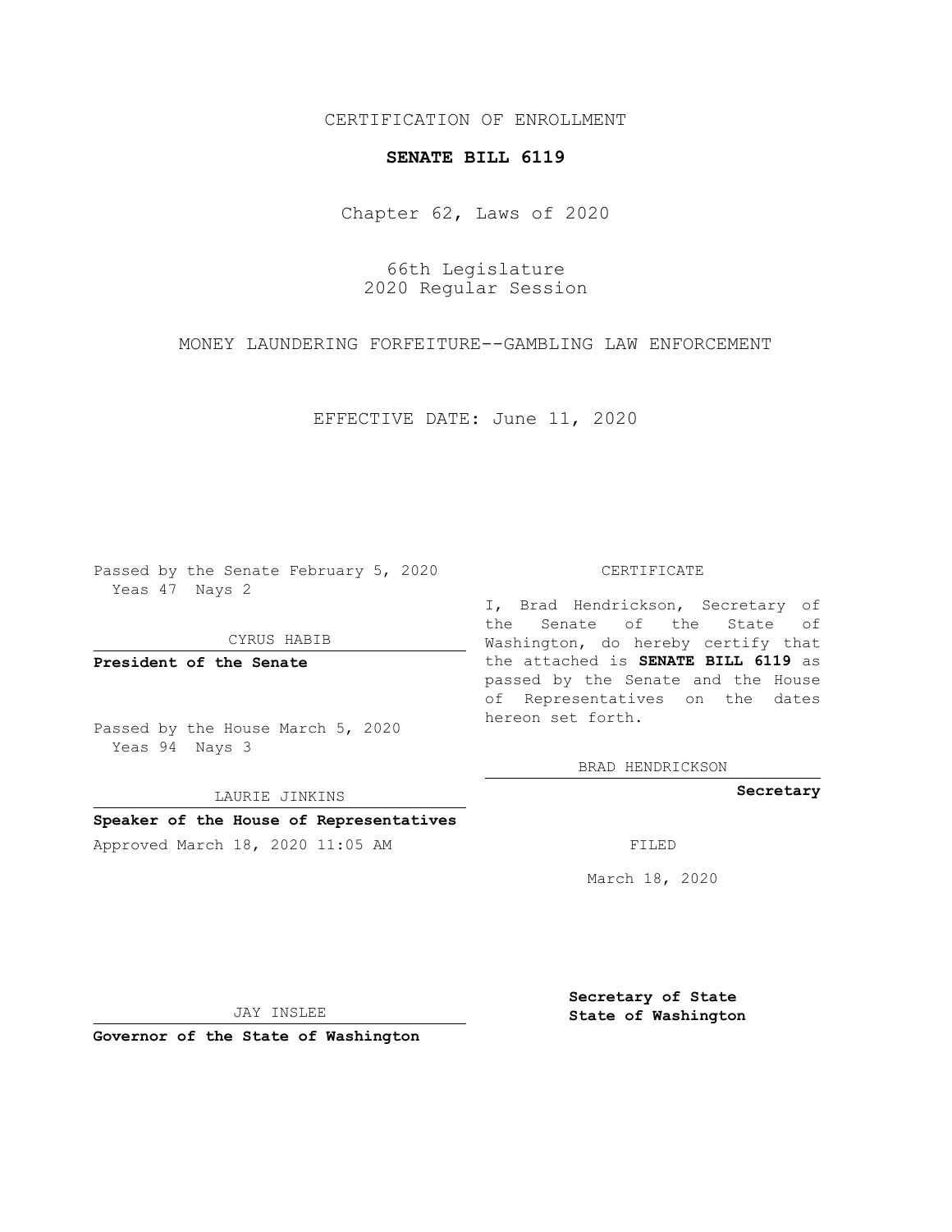CERTIFICATION OF ENROLLMENT

**SENATE BILL 6119**

Chapter 62, Laws of 2020

66th Legislature
2020 Regular Session

MONEY LAUNDERING FORFEITURE--GAMBLING LAW ENFORCEMENT

EFFECTIVE DATE: June 11, 2020

Passed by the Senate February 5, 2020
Yeas 47 Nays 2

CYRUS HABIB

**President of the Senate**

Passed by the House March 5, 2020
Yeas 94 Nays 3

LAURIE JINKINS

**Speaker of the House of Representatives**

Approved March 18, 2020 11:05 AM

JAY INSLEE

**Governor of the State of Washington**

CERTIFICATE

I, Brad Hendrickson, Secretary of the Senate of the State of Washington, do hereby certify that the attached is **SENATE BILL 6119** as passed by the Senate and the House of Representatives on the dates hereon set forth.

BRAD HENDRICKSON

**Secretary**

FILED

March 18, 2020

**Secretary of State**
**State of Washington**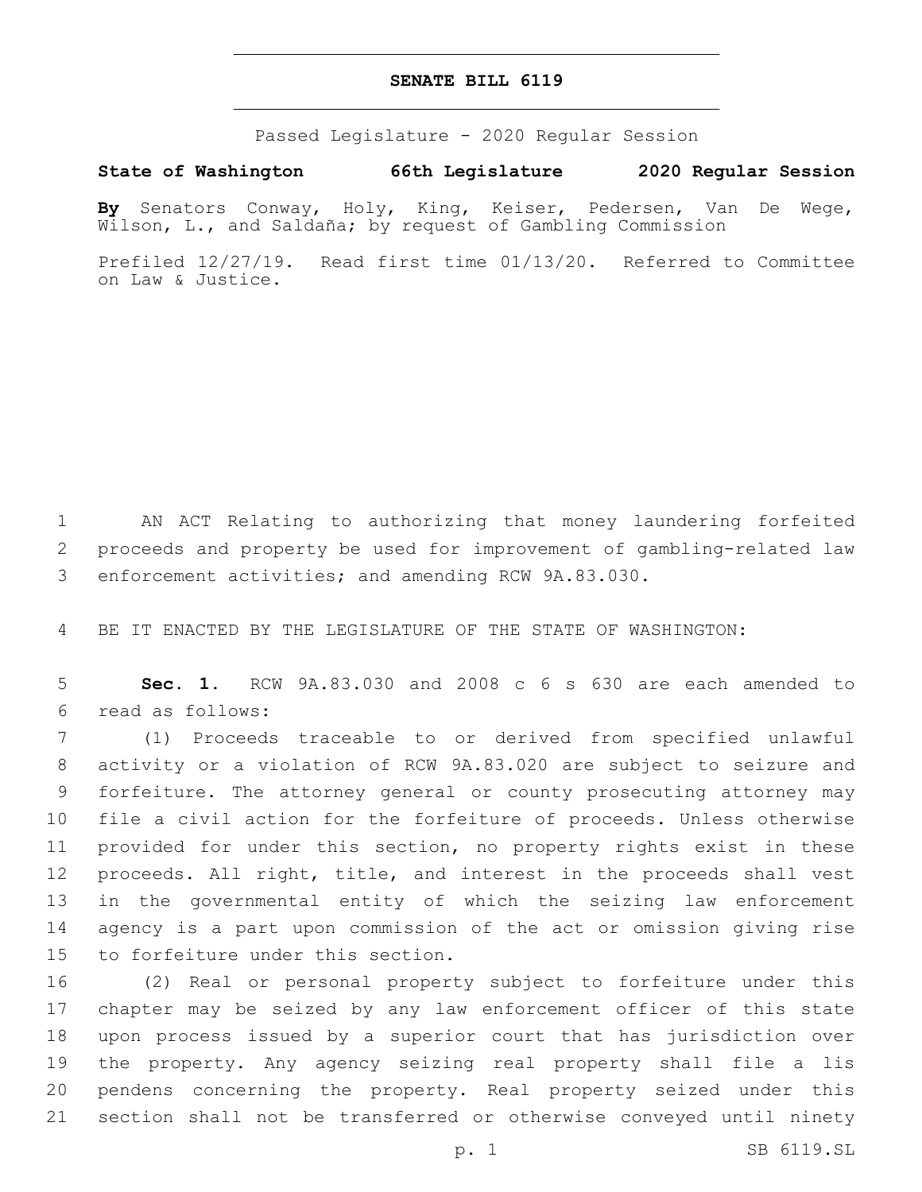# SENATE BILL 6119

Passed Legislature - 2020 Regular Session

**State of Washington 66th Legislature 2020 Regular Session**

**By** Senators Conway, Holy, King, Keiser, Pedersen, Van De Wege, Wilson, L., and Saldaña; by request of Gambling Commission

Prefiled 12/27/19. Read first time 01/13/20. Referred to Committee on Law & Justice.

AN ACT Relating to authorizing that money laundering forfeited proceeds and property be used for improvement of gambling-related law enforcement activities; and amending RCW 9A.83.030.

BE IT ENACTED BY THE LEGISLATURE OF THE STATE OF WASHINGTON:

**Sec. 1.** RCW 9A.83.030 and 2008 c 6 s 630 are each amended to read as follows:

(1) Proceeds traceable to or derived from specified unlawful activity or a violation of RCW 9A.83.020 are subject to seizure and forfeiture. The attorney general or county prosecuting attorney may file a civil action for the forfeiture of proceeds. Unless otherwise provided for under this section, no property rights exist in these proceeds. All right, title, and interest in the proceeds shall vest in the governmental entity of which the seizing law enforcement agency is a part upon commission of the act or omission giving rise to forfeiture under this section.

(2) Real or personal property subject to forfeiture under this chapter may be seized by any law enforcement officer of this state upon process issued by a superior court that has jurisdiction over the property. Any agency seizing real property shall file a lis pendens concerning the property. Real property seized under this section shall not be transferred or otherwise conveyed until ninety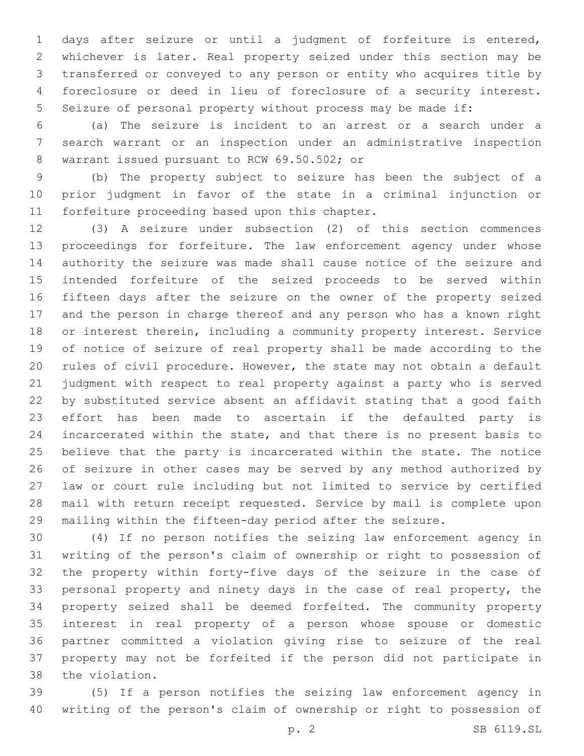days after seizure or until a judgment of forfeiture is entered, whichever is later. Real property seized under this section may be transferred or conveyed to any person or entity who acquires title by foreclosure or deed in lieu of foreclosure of a security interest. Seizure of personal property without process may be made if:

(a) The seizure is incident to an arrest or a search under a search warrant or an inspection under an administrative inspection warrant issued pursuant to RCW 69.50.502; or

(b) The property subject to seizure has been the subject of a prior judgment in favor of the state in a criminal injunction or forfeiture proceeding based upon this chapter.

(3) A seizure under subsection (2) of this section commences proceedings for forfeiture. The law enforcement agency under whose authority the seizure was made shall cause notice of the seizure and intended forfeiture of the seized proceeds to be served within fifteen days after the seizure on the owner of the property seized and the person in charge thereof and any person who has a known right or interest therein, including a community property interest. Service of notice of seizure of real property shall be made according to the rules of civil procedure. However, the state may not obtain a default judgment with respect to real property against a party who is served by substituted service absent an affidavit stating that a good faith effort has been made to ascertain if the defaulted party is incarcerated within the state, and that there is no present basis to believe that the party is incarcerated within the state. The notice of seizure in other cases may be served by any method authorized by law or court rule including but not limited to service by certified mail with return receipt requested. Service by mail is complete upon mailing within the fifteen-day period after the seizure.

(4) If no person notifies the seizing law enforcement agency in writing of the person's claim of ownership or right to possession of the property within forty-five days of the seizure in the case of personal property and ninety days in the case of real property, the property seized shall be deemed forfeited. The community property interest in real property of a person whose spouse or domestic partner committed a violation giving rise to seizure of the real property may not be forfeited if the person did not participate in the violation.

(5) If a person notifies the seizing law enforcement agency in writing of the person's claim of ownership or right to possession of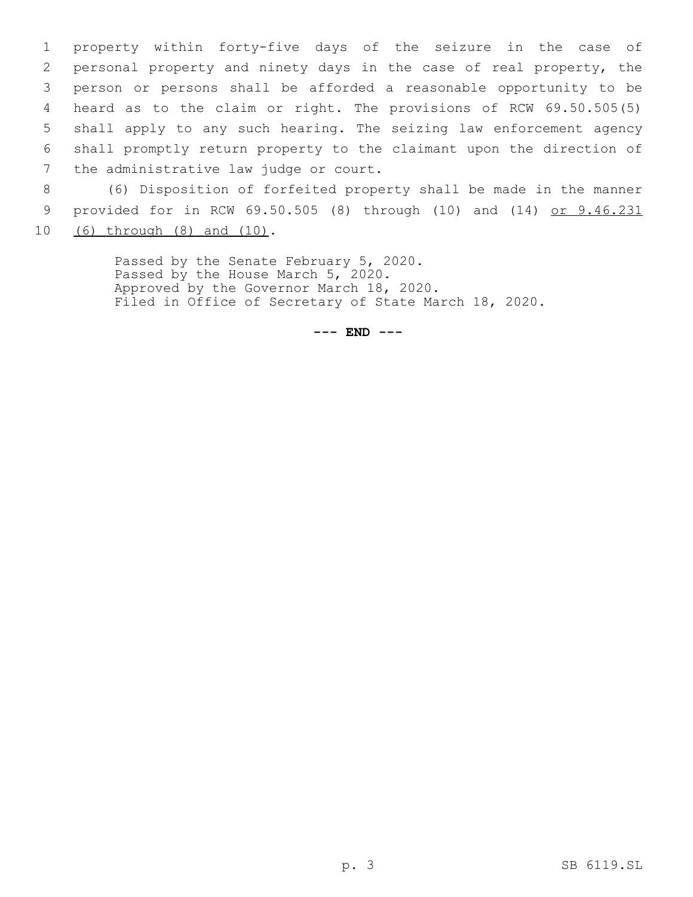property within forty-five days of the seizure in the case of personal property and ninety days in the case of real property, the person or persons shall be afforded a reasonable opportunity to be heard as to the claim or right. The provisions of RCW 69.50.505(5) shall apply to any such hearing. The seizing law enforcement agency shall promptly return property to the claimant upon the direction of the administrative law judge or court.

(6) Disposition of forfeited property shall be made in the manner provided for in RCW 69.50.505 (8) through (10) and (14) <u>or 9.46.231 (6) through (8) and (10)</u>.

Passed by the Senate February 5, 2020.
Passed by the House March 5, 2020.
Approved by the Governor March 18, 2020.
Filed in Office of Secretary of State March 18, 2020.

**--- END ---**